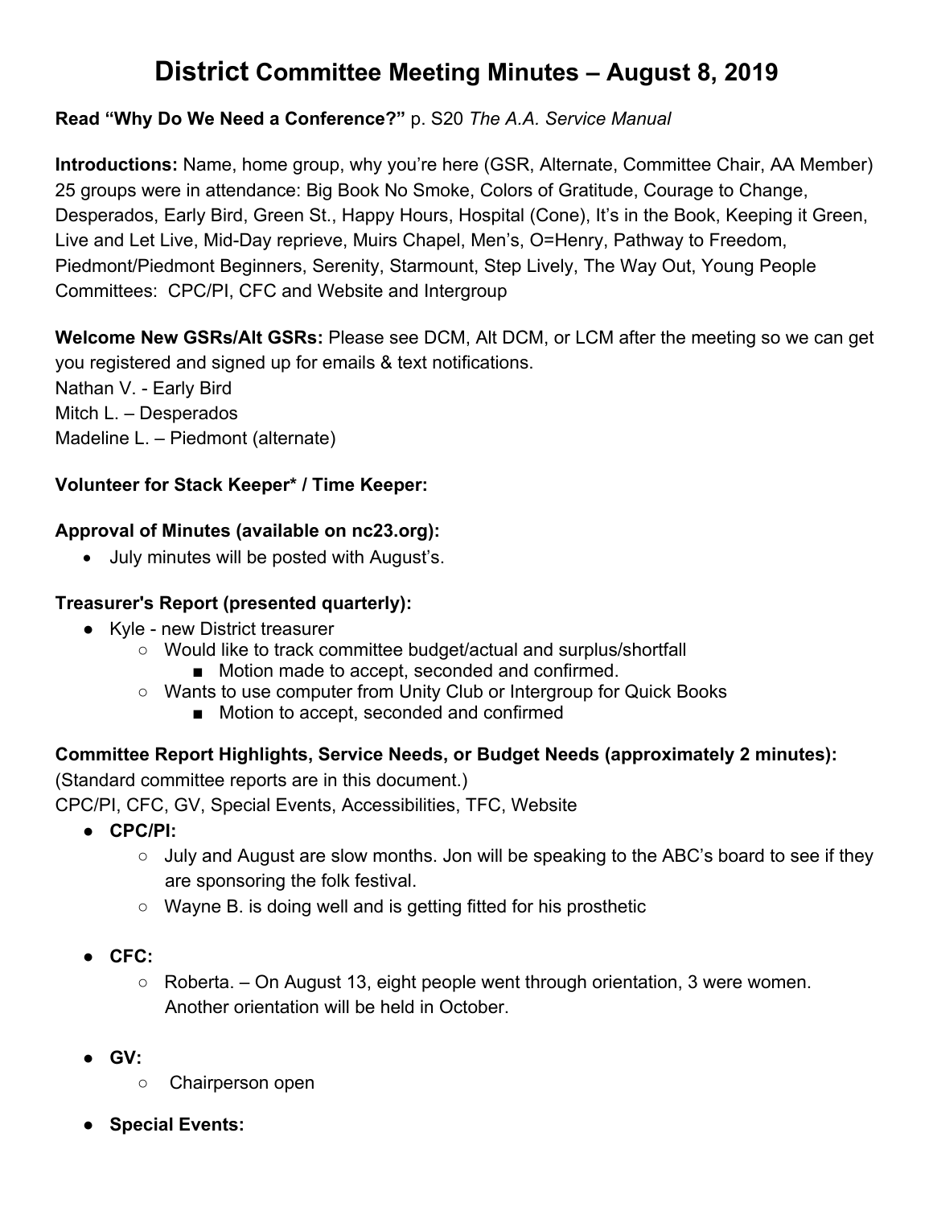# District Committee Meeting Minutes – August 8, 2019

**Read "Why Do We Need a Conference?"** p. S20 *The A.A. Service Manual*

**Introductions:** Name, home group, why you're here (GSR, Alternate, Committee Chair, AA Member)
25 groups were in attendance: Big Book No Smoke, Colors of Gratitude, Courage to Change, Desperados, Early Bird, Green St., Happy Hours, Hospital (Cone), It's in the Book, Keeping it Green, Live and Let Live, Mid-Day reprieve, Muirs Chapel, Men's, O=Henry, Pathway to Freedom, Piedmont/Piedmont Beginners, Serenity, Starmount, Step Lively, The Way Out, Young People
Committees: CPC/PI, CFC and Website and Intergroup

**Welcome New GSRs/Alt GSRs:** Please see DCM, Alt DCM, or LCM after the meeting so we can get you registered and signed up for emails & text notifications.
Nathan V. - Early Bird
Mitch L. – Desperados
Madeline L. – Piedmont (alternate)

**Volunteer for Stack Keeper* / Time Keeper:**

**Approval of Minutes (available on nc23.org):**

- July minutes will be posted with August's.

**Treasurer's Report (presented quarterly):**

- Kyle - new District treasurer
  - Would like to track committee budget/actual and surplus/shortfall
    - Motion made to accept, seconded and confirmed.
  - Wants to use computer from Unity Club or Intergroup for Quick Books
    - Motion to accept, seconded and confirmed

**Committee Report Highlights, Service Needs, or Budget Needs (approximately 2 minutes):**
(Standard committee reports are in this document.)
CPC/PI, CFC, GV, Special Events, Accessibilities, TFC, Website

- **CPC/PI:**
  - July and August are slow months. Jon will be speaking to the ABC's board to see if they are sponsoring the folk festival.
  - Wayne B. is doing well and is getting fitted for his prosthetic

- **CFC:**
  - Roberta. – On August 13, eight people went through orientation, 3 were women. Another orientation will be held in October.

- **GV:**
  - Chairperson open

- **Special Events:**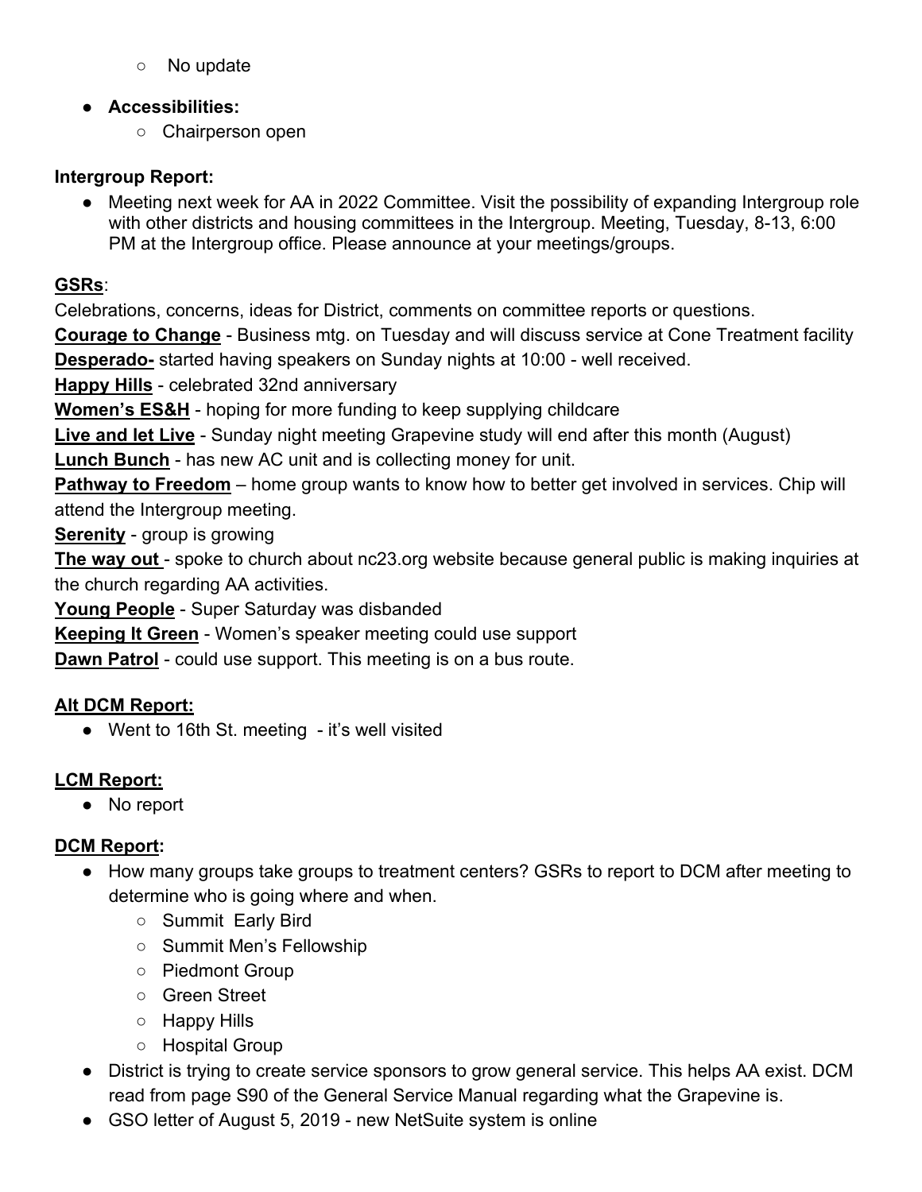- No update

- **Accessibilities:**
    - Chairperson open

**Intergroup Report:**

- Meeting next week for AA in 2022 Committee. Visit the possibility of expanding Intergroup role with other districts and housing committees in the Intergroup. Meeting, Tuesday, 8-13, 6:00 PM at the Intergroup office. Please announce at your meetings/groups.

**GSRs**:

Celebrations, concerns, ideas for District, comments on committee reports or questions.

**Courage to Change** - Business mtg. on Tuesday and will discuss service at Cone Treatment facility

**Desperado-** started having speakers on Sunday nights at 10:00 - well received.

**Happy Hills** - celebrated 32nd anniversary

**Women's ES&H** - hoping for more funding to keep supplying childcare

**Live and let Live** - Sunday night meeting Grapevine study will end after this month (August)

**Lunch Bunch** - has new AC unit and is collecting money for unit.

**Pathway to Freedom** – home group wants to know how to better get involved in services. Chip will attend the Intergroup meeting.

**Serenity** - group is growing

**The way out** - spoke to church about nc23.org website because general public is making inquiries at the church regarding AA activities.

**Young People** - Super Saturday was disbanded

**Keeping It Green** - Women's speaker meeting could use support

**Dawn Patrol** - could use support. This meeting is on a bus route.

**Alt DCM Report:**

- Went to 16th St. meeting - it's well visited

**LCM Report:**

- No report

**DCM Report:**

- How many groups take groups to treatment centers? GSRs to report to DCM after meeting to determine who is going where and when.
    - Summit Early Bird
    - Summit Men's Fellowship
    - Piedmont Group
    - Green Street
    - Happy Hills
    - Hospital Group
- District is trying to create service sponsors to grow general service. This helps AA exist. DCM read from page S90 of the General Service Manual regarding what the Grapevine is.
- GSO letter of August 5, 2019 - new NetSuite system is online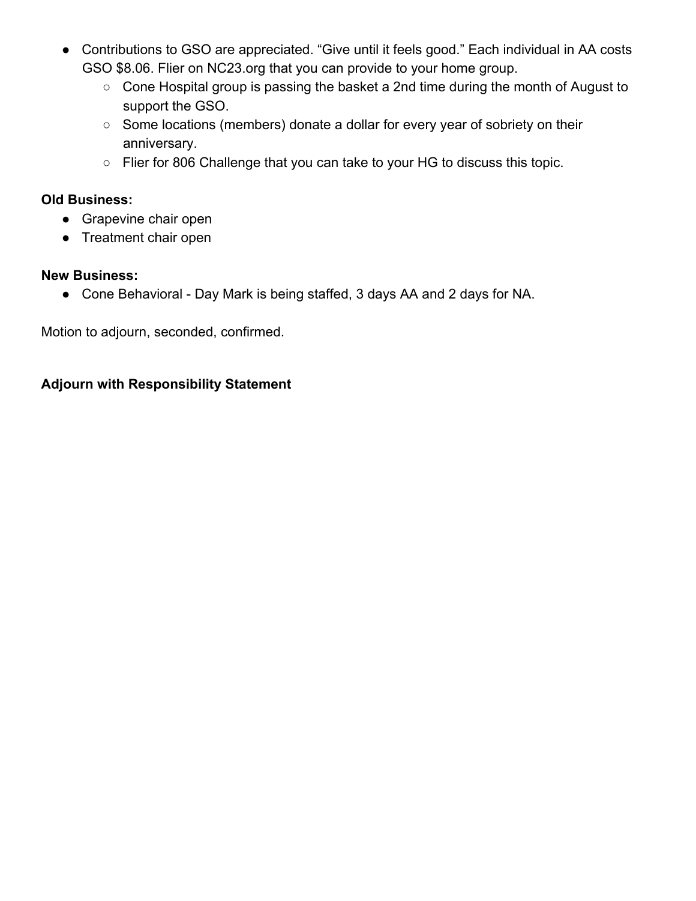- Contributions to GSO are appreciated. “Give until it feels good.” Each individual in AA costs GSO $8.06. Flier on NC23.org that you can provide to your home group.
    - Cone Hospital group is passing the basket a 2nd time during the month of August to support the GSO.
    - Some locations (members) donate a dollar for every year of sobriety on their anniversary.
    - Flier for 806 Challenge that you can take to your HG to discuss this topic.

**Old Business:**

- Grapevine chair open
- Treatment chair open

**New Business:**

- Cone Behavioral - Day Mark is being staffed, 3 days AA and 2 days for NA.

Motion to adjourn, seconded, confirmed.

**Adjourn with Responsibility Statement**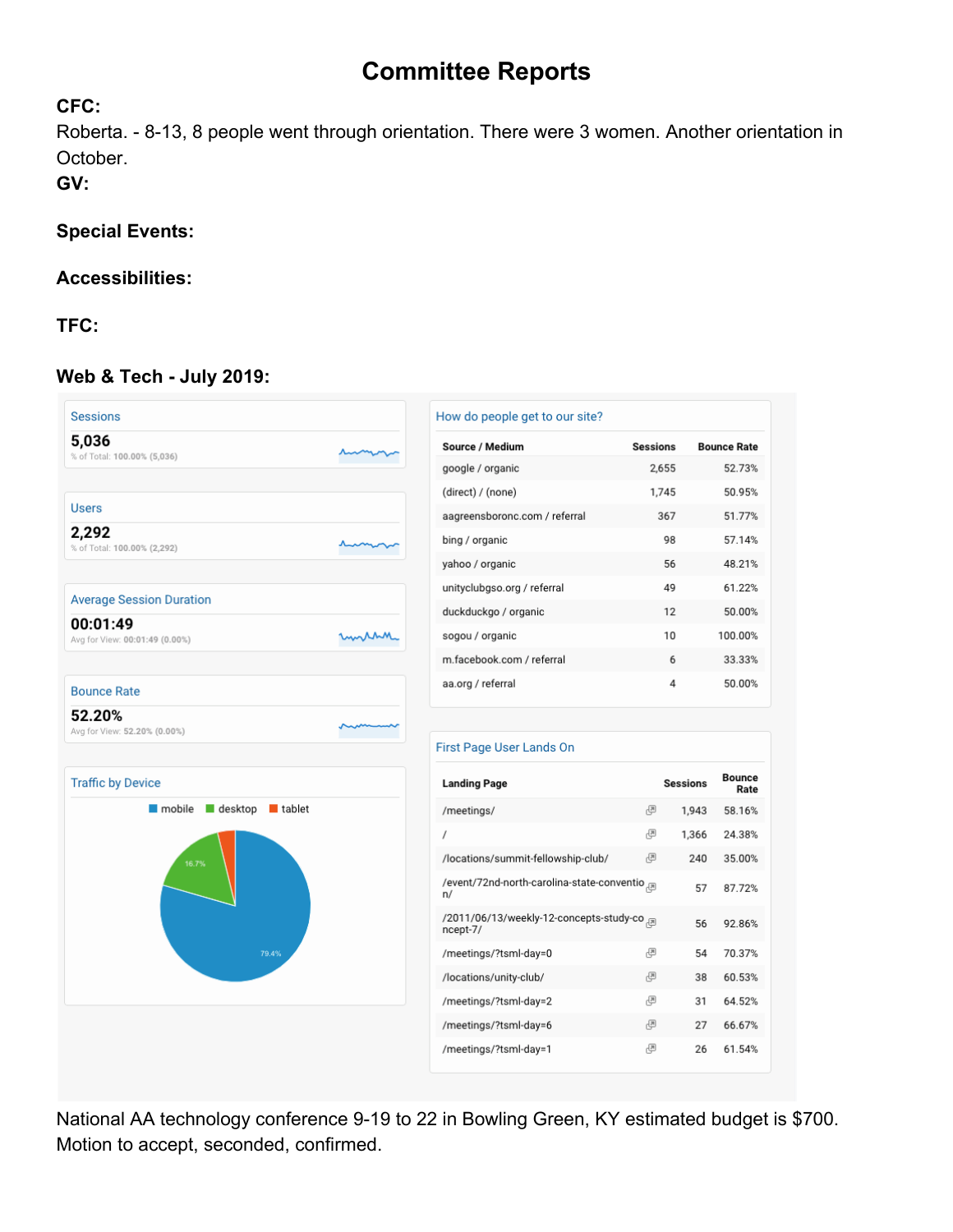# Committee Reports

**CFC:**
Roberta. - 8-13, 8 people went through orientation. There were 3 women. Another orientation in October.

**GV:**

**Special Events:**

**Accessibilities:**

**TFC:**

**Web & Tech - July 2019:**

Sessions
5,036
% of Total: 100.00% (5,036)

Users
2,292
% of Total: 100.00% (2,292)

Average Session Duration
00:01:49
Avg for View: 00:01:49 (0.00%)

Bounce Rate
52.20%
Avg for View: 52.20% (0.00%)

Traffic by Device
mobile
desktop
tablet
16.7%
79.4%

How do people get to our site?

| Source / Medium | Sessions | Bounce Rate |
|---|---|---|
| google / organic | 2,655 | 52.73% |
| (direct) / (none) | 1,745 | 50.95% |
| aagreensboronc.com / referral | 367 | 51.77% |
| bing / organic | 98 | 57.14% |
| yahoo / organic | 56 | 48.21% |
| unityclubgso.org / referral | 49 | 61.22% |
| duckduckgo / organic | 12 | 50.00% |
| sogou / organic | 10 | 100.00% |
| m.facebook.com / referral | 6 | 33.33% |
| aa.org / referral | 4 | 50.00% |

First Page User Lands On

| Landing Page | Sessions | Bounce Rate |
|---|---|---|
| /meetings/ | 1,943 | 58.16% |
| / | 1,366 | 24.38% |
| /locations/summit-fellowship-club/ | 240 | 35.00% |
| /event/72nd-north-carolina-state-convention/ | 57 | 87.72% |
| /2011/06/13/weekly-12-concepts-study-concept-7/ | 56 | 92.86% |
| /meetings/?tsml-day=0 | 54 | 70.37% |
| /locations/unity-club/ | 38 | 60.53% |
| /meetings/?tsml-day=2 | 31 | 64.52% |
| /meetings/?tsml-day=6 | 27 | 66.67% |
| /meetings/?tsml-day=1 | 26 | 61.54% |

National AA technology conference 9-19 to 22 in Bowling Green, KY estimated budget is $700. Motion to accept, seconded, confirmed.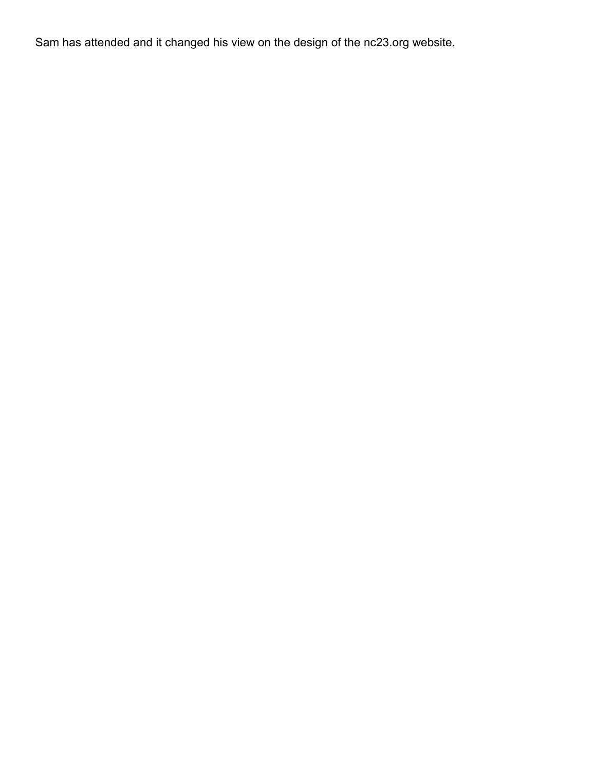Sam has attended and it changed his view on the design of the nc23.org website.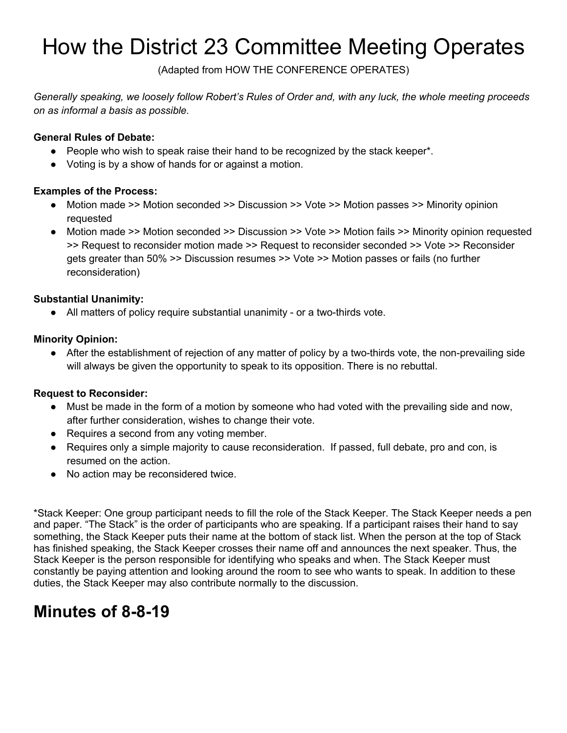# How the District 23 Committee Meeting Operates

(Adapted from HOW THE CONFERENCE OPERATES)

*Generally speaking, we loosely follow Robert's Rules of Order and, with any luck, the whole meeting proceeds on as informal a basis as possible.*

**General Rules of Debate:**

- People who wish to speak raise their hand to be recognized by the stack keeper*.
- Voting is by a show of hands for or against a motion.

**Examples of the Process:**

- Motion made >> Motion seconded >> Discussion >> Vote >> Motion passes >> Minority opinion requested
- Motion made >> Motion seconded >> Discussion >> Vote >> Motion fails >> Minority opinion requested >> Request to reconsider motion made >> Request to reconsider seconded >> Vote >> Reconsider gets greater than 50% >> Discussion resumes >> Vote >> Motion passes or fails (no further reconsideration)

**Substantial Unanimity:**

- All matters of policy require substantial unanimity - or a two-thirds vote.

**Minority Opinion:**

- After the establishment of rejection of any matter of policy by a two-thirds vote, the non-prevailing side will always be given the opportunity to speak to its opposition. There is no rebuttal.

**Request to Reconsider:**

- Must be made in the form of a motion by someone who had voted with the prevailing side and now, after further consideration, wishes to change their vote.
- Requires a second from any voting member.
- Requires only a simple majority to cause reconsideration. If passed, full debate, pro and con, is resumed on the action.
- No action may be reconsidered twice.

*Stack Keeper: One group participant needs to fill the role of the Stack Keeper. The Stack Keeper needs a pen and paper. "The Stack" is the order of participants who are speaking. If a participant raises their hand to say something, the Stack Keeper puts their name at the bottom of stack list. When the person at the top of Stack has finished speaking, the Stack Keeper crosses their name off and announces the next speaker. Thus, the Stack Keeper is the person responsible for identifying who speaks and when. The Stack Keeper must constantly be paying attention and looking around the room to see who wants to speak. In addition to these duties, the Stack Keeper may also contribute normally to the discussion.

## Minutes of 8-8-19